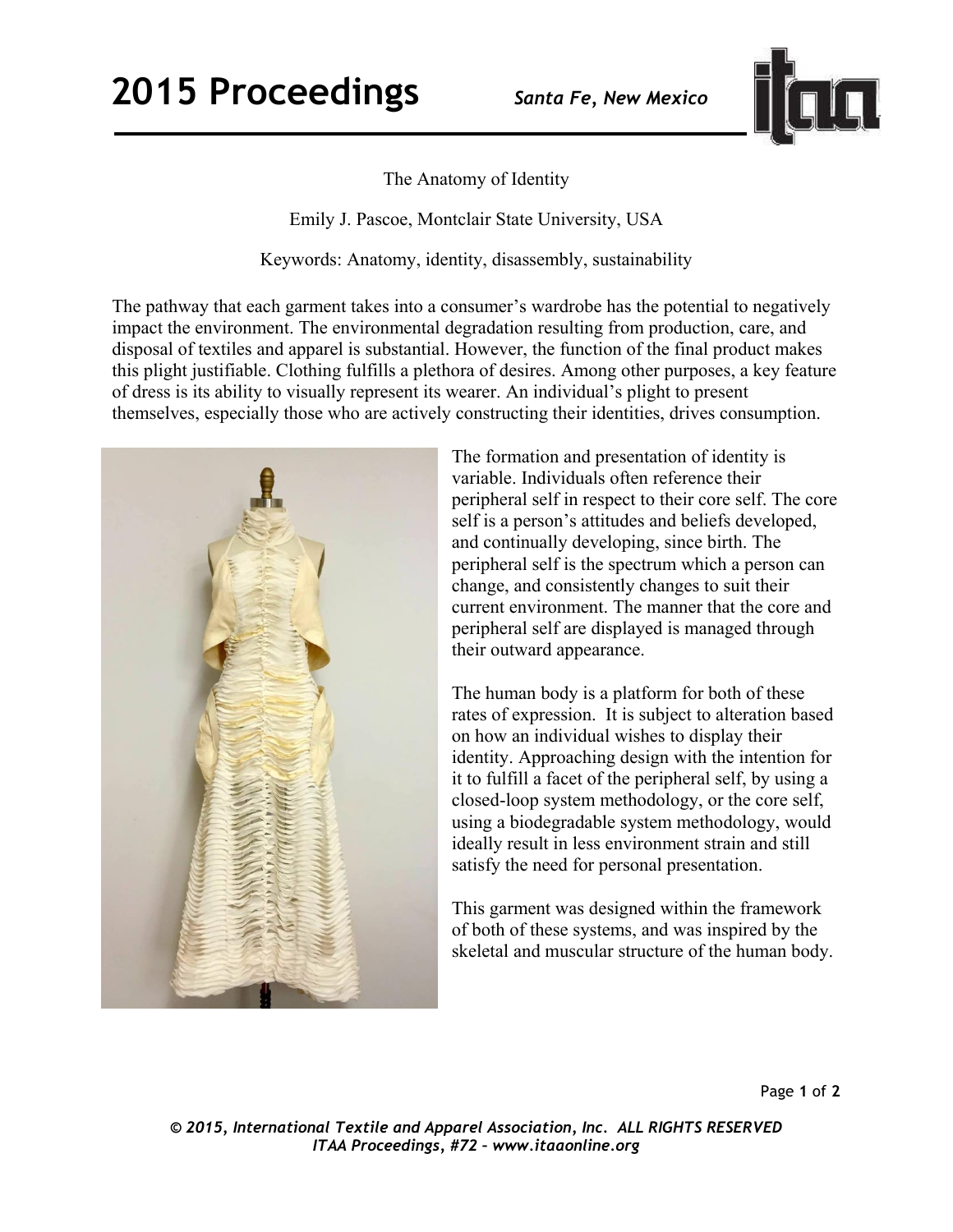# The Anatomy of Identity

Emily J. Pascoe, Montclair State University, USA

Keywords: Anatomy, identity, disassembly, sustainability

The pathway that each garment takes into a consumer's wardrobe has the potential to negatively impact the environment. The environmental degradation resulting from production, care, and disposal of textiles and apparel is substantial. However, the function of the final product makes this plight justifiable. Clothing fulfills a plethora of desires. Among other purposes, a key feature of dress is its ability to visually represent its wearer. An individual's plight to present themselves, especially those who are actively constructing their identities, drives consumption.

The formation and presentation of identity is variable. Individuals often reference their peripheral self in respect to their core self. The core self is a person's attitudes and beliefs developed, and continually developing, since birth. The peripheral self is the spectrum which a person can change, and consistently changes to suit their current environment. The manner that the core and peripheral self are displayed is managed through their outward appearance.

The human body is a platform for both of these rates of expression. It is subject to alteration based on how an individual wishes to display their identity. Approaching design with the intention for it to fulfill a facet of the peripheral self, by using a closed-loop system methodology, or the core self, using a biodegradable system methodology, would ideally result in less environment strain and still satisfy the need for personal presentation.

This garment was designed within the framework of both of these systems, and was inspired by the skeletal and muscular structure of the human body.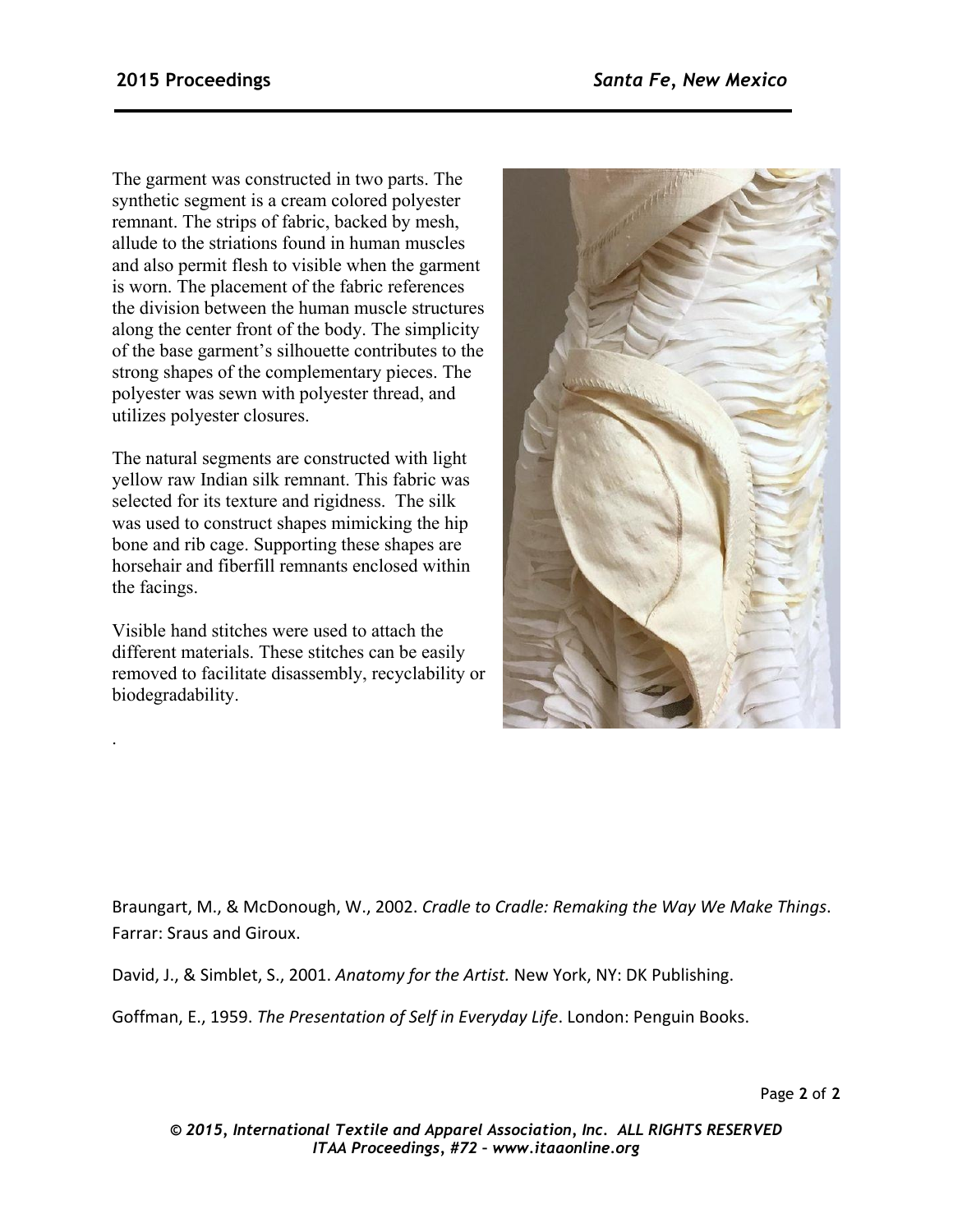The garment was constructed in two parts. The synthetic segment is a cream colored polyester remnant. The strips of fabric, backed by mesh, allude to the striations found in human muscles and also permit flesh to visible when the garment is worn. The placement of the fabric references the division between the human muscle structures along the center front of the body. The simplicity of the base garment's silhouette contributes to the strong shapes of the complementary pieces. The polyester was sewn with polyester thread, and utilizes polyester closures.

The natural segments are constructed with light yellow raw Indian silk remnant. This fabric was selected for its texture and rigidness. The silk was used to construct shapes mimicking the hip bone and rib cage. Supporting these shapes are horsehair and fiberfill remnants enclosed within the facings.

Visible hand stitches were used to attach the different materials. These stitches can be easily removed to facilitate disassembly, recyclability or biodegradability.

.

Braungart, M., & McDonough, W., 2002. *Cradle to Cradle: Remaking the Way We Make Things*. Farrar: Sraus and Giroux.

David, J., & Simblet, S., 2001. *Anatomy for the Artist.* New York, NY: DK Publishing.

Goffman, E., 1959. *The Presentation of Self in Everyday Life*. London: Penguin Books.

*© 2015, International Textile and Apparel Association, Inc. ALL RIGHTS RESERVED*
*ITAA Proceedings, #72 – www.itaaonline.org*